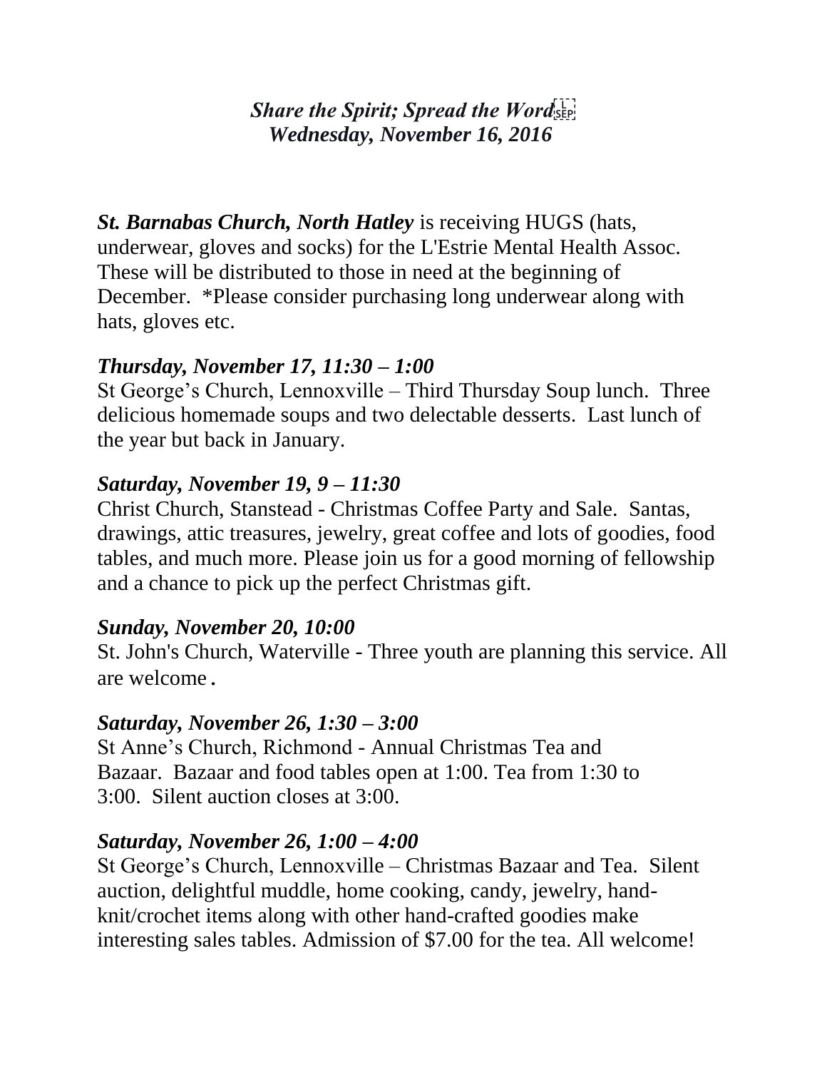***Share the Spirit; Spread the Word***
***Wednesday, November 16, 2016***

***St. Barnabas Church, North Hatley*** is receiving HUGS (hats, underwear, gloves and socks) for the L'Estrie Mental Health Assoc. These will be distributed to those in need at the beginning of December. *Please consider purchasing long underwear along with hats, gloves etc.

***Thursday, November 17, 11:30 – 1:00***

St George's Church, Lennoxville – Third Thursday Soup lunch. Three delicious homemade soups and two delectable desserts. Last lunch of the year but back in January.

***Saturday, November 19, 9 – 11:30***

Christ Church, Stanstead - Christmas Coffee Party and Sale. Santas, drawings, attic treasures, jewelry, great coffee and lots of goodies, food tables, and much more. Please join us for a good morning of fellowship and a chance to pick up the perfect Christmas gift.

***Sunday, November 20, 10:00***

St. John's Church, Waterville - Three youth are planning this service. All are welcome.

***Saturday, November 26, 1:30 – 3:00***

St Anne's Church, Richmond - Annual Christmas Tea and Bazaar. Bazaar and food tables open at 1:00. Tea from 1:30 to 3:00. Silent auction closes at 3:00.

***Saturday, November 26, 1:00 – 4:00***

St George's Church, Lennoxville – Christmas Bazaar and Tea. Silent auction, delightful muddle, home cooking, candy, jewelry, hand-knit/crochet items along with other hand-crafted goodies make interesting sales tables. Admission of $7.00 for the tea. All welcome!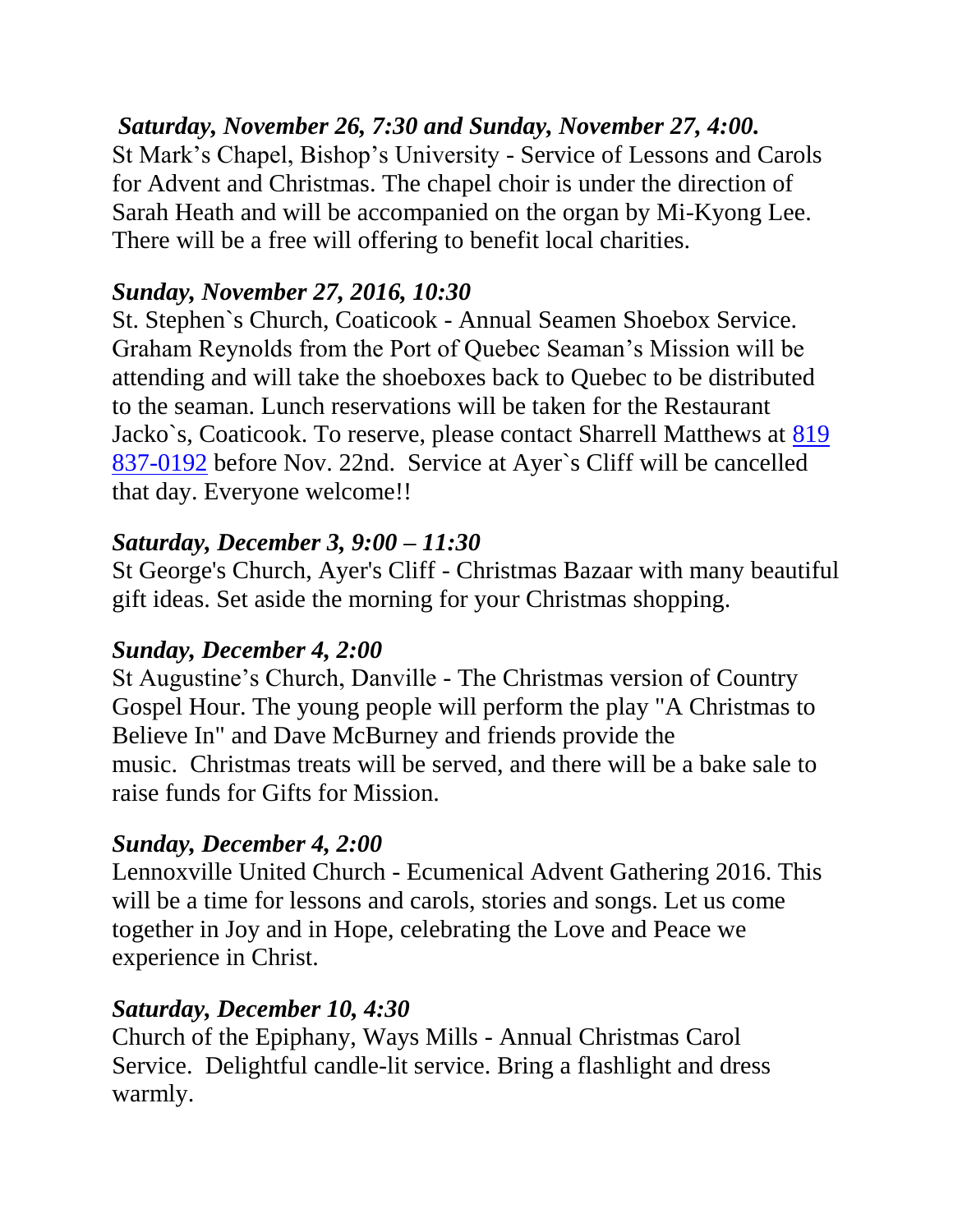***Saturday, November 26, 7:30 and Sunday, November 27, 4:00.***
St Mark's Chapel, Bishop's University - Service of Lessons and Carols for Advent and Christmas. The chapel choir is under the direction of Sarah Heath and will be accompanied on the organ by Mi-Kyong Lee. There will be a free will offering to benefit local charities.

***Sunday, November 27, 2016, 10:30***
St. Stephen`s Church, Coaticook - Annual Seamen Shoebox Service. Graham Reynolds from the Port of Quebec Seaman's Mission will be attending and will take the shoeboxes back to Quebec to be distributed to the seaman. Lunch reservations will be taken for the Restaurant Jacko`s, Coaticook. To reserve, please contact Sharrell Matthews at 819 837-0192 before Nov. 22nd. Service at Ayer`s Cliff will be cancelled that day. Everyone welcome!!

***Saturday, December 3, 9:00 – 11:30***
St George's Church, Ayer's Cliff - Christmas Bazaar with many beautiful gift ideas. Set aside the morning for your Christmas shopping.

***Sunday, December 4, 2:00***
St Augustine's Church, Danville - The Christmas version of Country Gospel Hour. The young people will perform the play "A Christmas to Believe In" and Dave McBurney and friends provide the music. Christmas treats will be served, and there will be a bake sale to raise funds for Gifts for Mission.

***Sunday, December 4, 2:00***
Lennoxville United Church - Ecumenical Advent Gathering 2016. This will be a time for lessons and carols, stories and songs. Let us come together in Joy and in Hope, celebrating the Love and Peace we experience in Christ.

***Saturday, December 10, 4:30***
Church of the Epiphany, Ways Mills - Annual Christmas Carol Service. Delightful candle-lit service. Bring a flashlight and dress warmly.